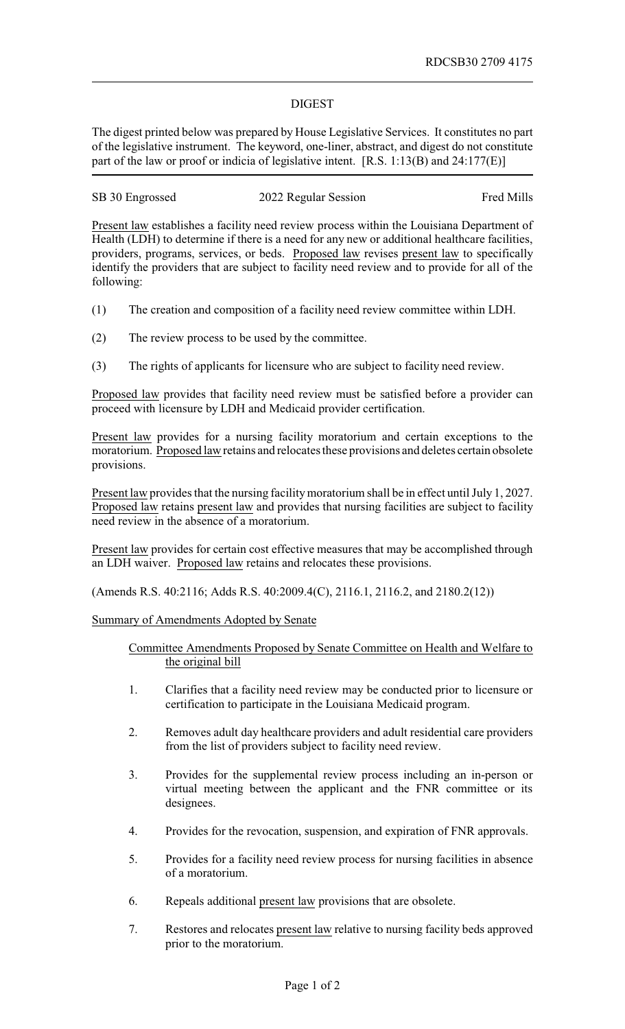RDCSB30 2709 4175

# DIGEST

The digest printed below was prepared by House Legislative Services. It constitutes no part of the legislative instrument. The keyword, one-liner, abstract, and digest do not constitute part of the law or proof or indicia of legislative intent. [R.S. 1:13(B) and 24:177(E)]

SB 30 Engrossed 2022 Regular Session Fred Mills

Present law establishes a facility need review process within the Louisiana Department of Health (LDH) to determine if there is a need for any new or additional healthcare facilities, providers, programs, services, or beds. Proposed law revises present law to specifically identify the providers that are subject to facility need review and to provide for all of the following:

(1) The creation and composition of a facility need review committee within LDH.

(2) The review process to be used by the committee.

(3) The rights of applicants for licensure who are subject to facility need review.

Proposed law provides that facility need review must be satisfied before a provider can proceed with licensure by LDH and Medicaid provider certification.

Present law provides for a nursing facility moratorium and certain exceptions to the moratorium. Proposed law retains and relocates these provisions and deletes certain obsolete provisions.

Present law provides that the nursing facility moratorium shall be in effect until July 1, 2027. Proposed law retains present law and provides that nursing facilities are subject to facility need review in the absence of a moratorium.

Present law provides for certain cost effective measures that may be accomplished through an LDH waiver. Proposed law retains and relocates these provisions.

(Amends R.S. 40:2116; Adds R.S. 40:2009.4(C), 2116.1, 2116.2, and 2180.2(12))

Summary of Amendments Adopted by Senate

Committee Amendments Proposed by Senate Committee on Health and Welfare to the original bill

1. Clarifies that a facility need review may be conducted prior to licensure or certification to participate in the Louisiana Medicaid program.

2. Removes adult day healthcare providers and adult residential care providers from the list of providers subject to facility need review.

3. Provides for the supplemental review process including an in-person or virtual meeting between the applicant and the FNR committee or its designees.

4. Provides for the revocation, suspension, and expiration of FNR approvals.

5. Provides for a facility need review process for nursing facilities in absence of a moratorium.

6. Repeals additional present law provisions that are obsolete.

7. Restores and relocates present law relative to nursing facility beds approved prior to the moratorium.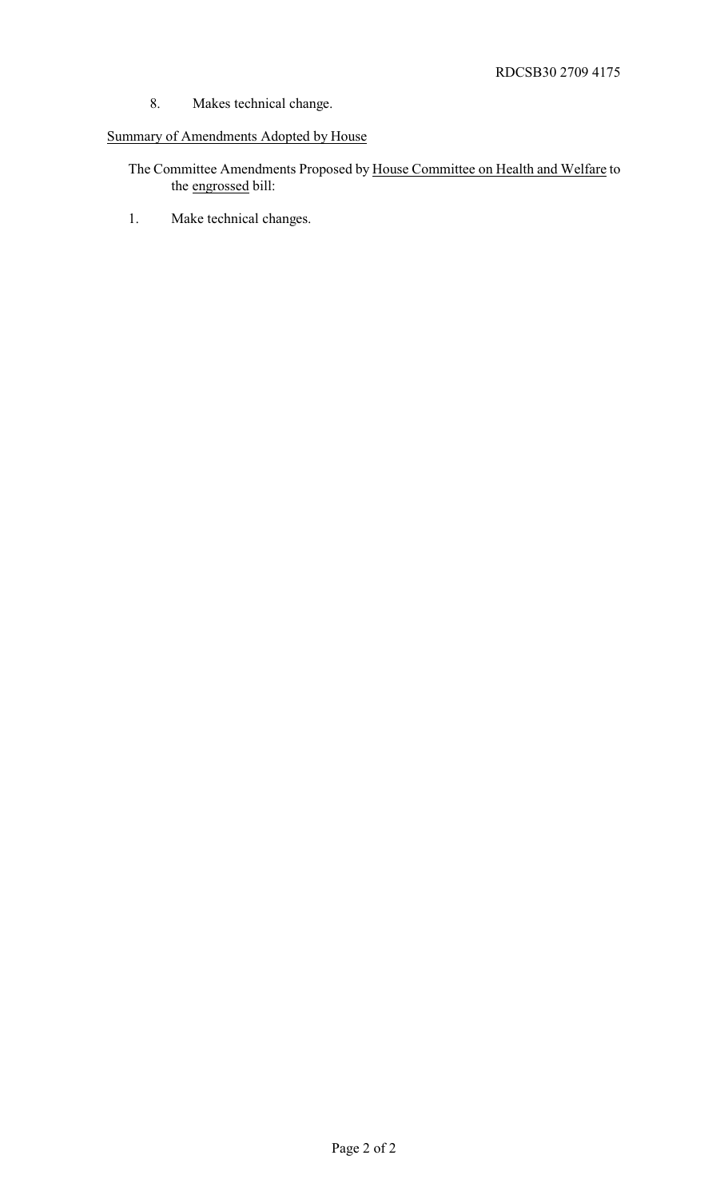8. Makes technical change.

<u>Summary of Amendments Adopted by House</u>

The Committee Amendments Proposed by <u>House Committee on Health and Welfare</u> to the <u>engrossed</u> bill:

1. Make technical changes.